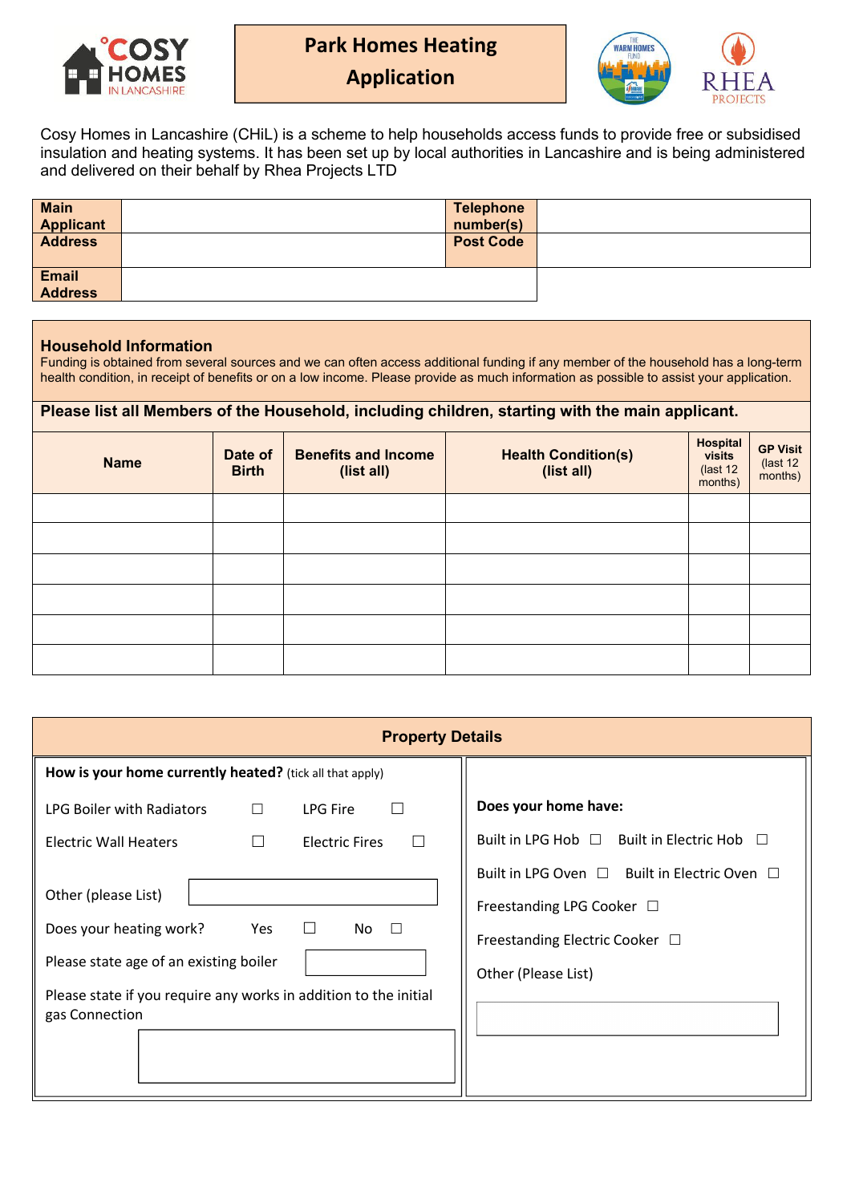# Park Homes Heating Application

Cosy Homes in Lancashire (CHiL) is a scheme to help households access funds to provide free or subsidised insulation and heating systems. It has been set up by local authorities in Lancashire and is being administered and delivered on their behalf by Rhea Projects LTD

| **Main Applicant** | | **Telephone number(s)** | |
|---|---|---|---|
| **Address** | | **Post Code** | |
| **Email Address** | | | |

## Household Information

Funding is obtained from several sources and we can often access additional funding if any member of the household has a long-term health condition, in receipt of benefits or on a low income. Please provide as much information as possible to assist your application.

**Please list all Members of the Household, including children, starting with the main applicant.**

| Name | Date of Birth | Benefits and Income (list all) | Health Condition(s) (list all) | Hospital visits (last 12 months) | GP Visit (last 12 months) |
|---|---|---|---|---|---|
| | | | | | |
| | | | | | |
| | | | | | |
| | | | | | |
| | | | | | |
| | | | | | |

## Property Details

**How is your home currently heated?** (tick all that apply)

LPG Boiler with Radiators ☐ LPG Fire ☐

Electric Wall Heaters ☐ Electric Fires ☐

Other (please List) \_\_\_\_\_\_\_\_\_\_

Does your heating work? Yes ☐ No ☐

Please state age of an existing boiler \_\_\_\_\_\_\_\_\_\_

Please state if you require any works in addition to the initial gas Connection

\_\_\_\_\_\_\_\_\_\_

**Does your home have:**

Built in LPG Hob ☐ Built in Electric Hob ☐

Built in LPG Oven ☐ Built in Electric Oven ☐

Freestanding LPG Cooker ☐

Freestanding Electric Cooker ☐

Other (Please List)

\_\_\_\_\_\_\_\_\_\_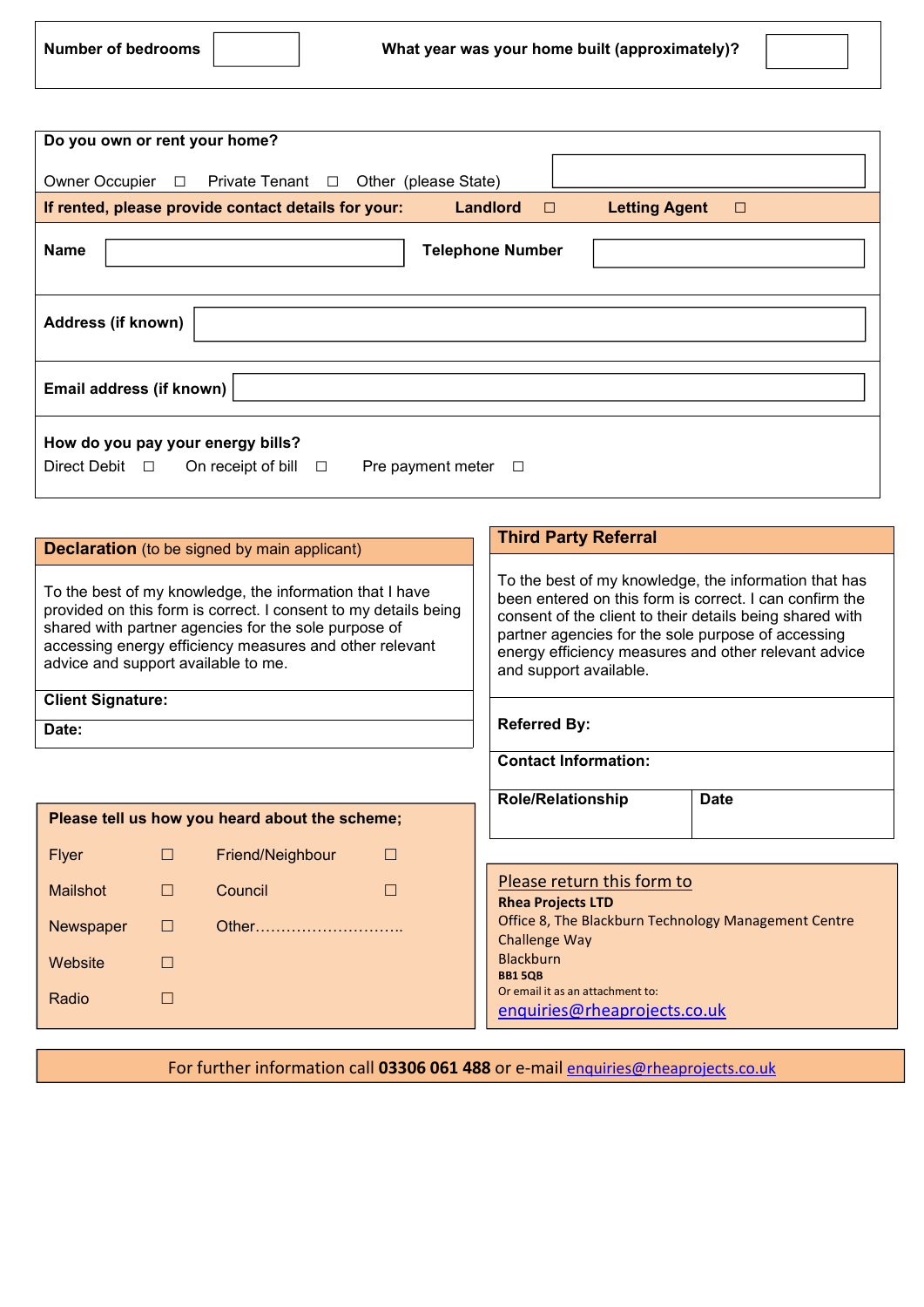| | | | |
|---|---|---|---|
| **Number of bedrooms** | | **What year was your home built (approximately)?** | |

**Do you own or rent your home?**

Owner Occupier ☐ Private Tenant ☐ Other (please State)

**If rented, please provide contact details for your: Landlord ☐ Letting Agent ☐**

| | | | |
|---|---|---|---|
| **Name** | | **Telephone Number** | |
| **Address (if known)** | | | |
| **Email address (if known)** | | | |

**How do you pay your energy bills?**

Direct Debit ☐ On receipt of bill ☐ Pre payment meter ☐

## Declaration (to be signed by main applicant)

To the best of my knowledge, the information that I have provided on this form is correct. I consent to my details being shared with partner agencies for the sole purpose of accessing energy efficiency measures and other relevant advice and support available to me.

**Client Signature:**

**Date:**

## Third Party Referral

To the best of my knowledge, the information that has been entered on this form is correct. I can confirm the consent of the client to their details being shared with partner agencies for the sole purpose of accessing energy efficiency measures and other relevant advice and support available.

**Referred By:**

**Contact Information:**

| **Role/Relationship** | **Date** |
|---|---|
| | |

**Please tell us how you heard about the scheme;**

| | | | |
|---|---|---|---|
| Flyer | ☐ | Friend/Neighbour | ☐ |
| Mailshot | ☐ | Council | ☐ |
| Newspaper | ☐ | Other……………………….. | |
| Website | ☐ | | |
| Radio | ☐ | | |

Please return this form to

**Rhea Projects LTD**
Office 8, The Blackburn Technology Management Centre
Challenge Way
Blackburn
**BB1 5QB**
Or email it as an attachment to:
enquiries@rheaprojects.co.uk

For further information call **03306 061 488** or e-mail enquiries@rheaprojects.co.uk